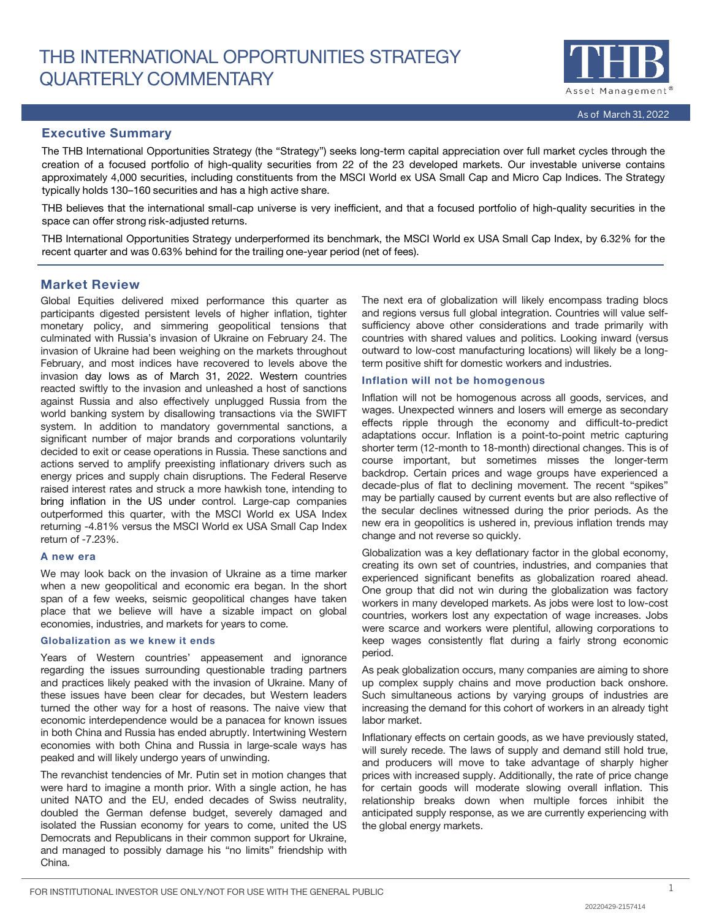# THB INTERNATIONAL OPPORTUNITIES STRATEGY QUARTERLY COMMENTARY

As of March 31, 2022

## Executive Summary

The THB International Opportunities Strategy (the "Strategy") seeks long-term capital appreciation over full market cycles through the creation of a focused portfolio of high-quality securities from 22 of the 23 developed markets. Our investable universe contains approximately 4,000 securities, including constituents from the MSCI World ex USA Small Cap and Micro Cap Indices. The Strategy typically holds 130–160 securities and has a high active share.

THB believes that the international small-cap universe is very inefficient, and that a focused portfolio of high-quality securities in the space can offer strong risk-adjusted returns.

THB International Opportunities Strategy underperformed its benchmark, the MSCI World ex USA Small Cap Index, by 6.32% for the recent quarter and was 0.63% behind for the trailing one-year period (net of fees).

## Market Review

Global Equities delivered mixed performance this quarter as participants digested persistent levels of higher inflation, tighter monetary policy, and simmering geopolitical tensions that culminated with Russia's invasion of Ukraine on February 24. The invasion of Ukraine had been weighing on the markets throughout February, and most indices have recovered to levels above the invasion day lows as of March 31, 2022. Western countries reacted swiftly to the invasion and unleashed a host of sanctions against Russia and also effectively unplugged Russia from the world banking system by disallowing transactions via the SWIFT system. In addition to mandatory governmental sanctions, a significant number of major brands and corporations voluntarily decided to exit or cease operations in Russia. These sanctions and actions served to amplify preexisting inflationary drivers such as energy prices and supply chain disruptions. The Federal Reserve raised interest rates and struck a more hawkish tone, intending to bring inflation in the US under control. Large-cap companies outperformed this quarter, with the MSCI World ex USA Index returning -4.81% versus the MSCI World ex USA Small Cap Index return of -7.23%.

### A new era

We may look back on the invasion of Ukraine as a time marker when a new geopolitical and economic era began. In the short span of a few weeks, seismic geopolitical changes have taken place that we believe will have a sizable impact on global economies, industries, and markets for years to come.

### Globalization as we knew it ends

Years of Western countries' appeasement and ignorance regarding the issues surrounding questionable trading partners and practices likely peaked with the invasion of Ukraine. Many of these issues have been clear for decades, but Western leaders turned the other way for a host of reasons. The naive view that economic interdependence would be a panacea for known issues in both China and Russia has ended abruptly. Intertwining Western economies with both China and Russia in large-scale ways has peaked and will likely undergo years of unwinding.

The revanchist tendencies of Mr. Putin set in motion changes that were hard to imagine a month prior. With a single action, he has united NATO and the EU, ended decades of Swiss neutrality, doubled the German defense budget, severely damaged and isolated the Russian economy for years to come, united the US Democrats and Republicans in their common support for Ukraine, and managed to possibly damage his "no limits" friendship with China.

The next era of globalization will likely encompass trading blocs and regions versus full global integration. Countries will value self-sufficiency above other considerations and trade primarily with countries with shared values and politics. Looking inward (versus outward to low-cost manufacturing locations) will likely be a long-term positive shift for domestic workers and industries.

### Inflation will not be homogenous

Inflation will not be homogenous across all goods, services, and wages. Unexpected winners and losers will emerge as secondary effects ripple through the economy and difficult-to-predict adaptations occur. Inflation is a point-to-point metric capturing shorter term (12-month to 18-month) directional changes. This is of course important, but sometimes misses the longer-term backdrop. Certain prices and wage groups have experienced a decade-plus of flat to declining movement. The recent "spikes" may be partially caused by current events but are also reflective of the secular declines witnessed during the prior periods. As the new era in geopolitics is ushered in, previous inflation trends may change and not reverse so quickly.

Globalization was a key deflationary factor in the global economy, creating its own set of countries, industries, and companies that experienced significant benefits as globalization roared ahead. One group that did not win during the globalization was factory workers in many developed markets. As jobs were lost to low-cost countries, workers lost any expectation of wage increases. Jobs were scarce and workers were plentiful, allowing corporations to keep wages consistently flat during a fairly strong economic period.

As peak globalization occurs, many companies are aiming to shore up complex supply chains and move production back onshore. Such simultaneous actions by varying groups of industries are increasing the demand for this cohort of workers in an already tight labor market.

Inflationary effects on certain goods, as we have previously stated, will surely recede. The laws of supply and demand still hold true, and producers will move to take advantage of sharply higher prices with increased supply. Additionally, the rate of price change for certain goods will moderate slowing overall inflation. This relationship breaks down when multiple forces inhibit the anticipated supply response, as we are currently experiencing with the global energy markets.

FOR INSTITUTIONAL INVESTOR USE ONLY/NOT FOR USE WITH THE GENERAL PUBLIC

20220429-2157414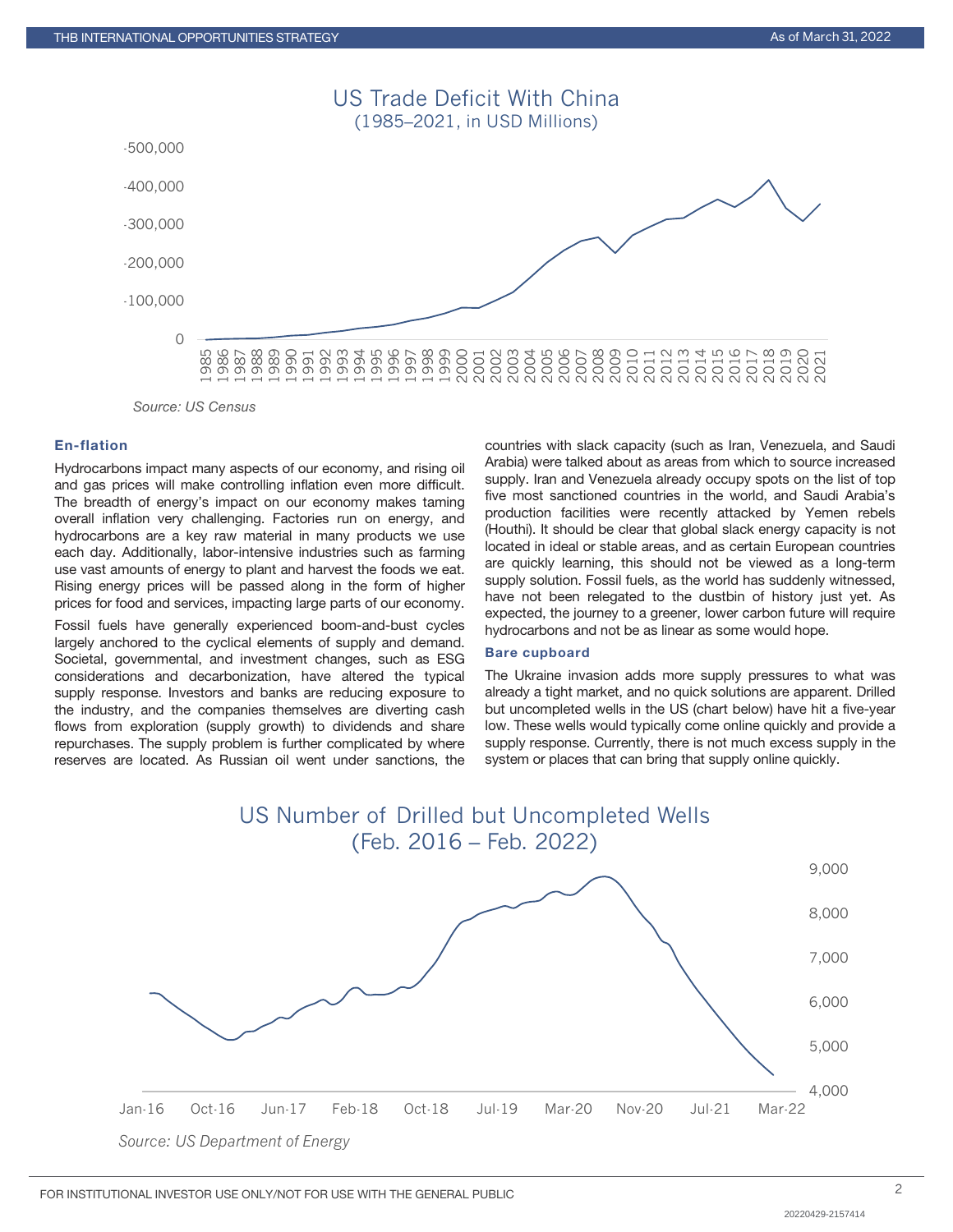US Trade Deficit With China
(1985–2021, in USD Millions)

Source: US Census

### En-flation

Hydrocarbons impact many aspects of our economy, and rising oil and gas prices will make controlling inflation even more difficult. The breadth of energy's impact on our economy makes taming overall inflation very challenging. Factories run on energy, and hydrocarbons are a key raw material in many products we use each day. Additionally, labor-intensive industries such as farming use vast amounts of energy to plant and harvest the foods we eat. Rising energy prices will be passed along in the form of higher prices for food and services, impacting large parts of our economy.

Fossil fuels have generally experienced boom-and-bust cycles largely anchored to the cyclical elements of supply and demand. Societal, governmental, and investment changes, such as ESG considerations and decarbonization, have altered the typical supply response. Investors and banks are reducing exposure to the industry, and the companies themselves are diverting cash flows from exploration (supply growth) to dividends and share repurchases. The supply problem is further complicated by where reserves are located. As Russian oil went under sanctions, the countries with slack capacity (such as Iran, Venezuela, and Saudi Arabia) were talked about as areas from which to source increased supply. Iran and Venezuela already occupy spots on the list of top five most sanctioned countries in the world, and Saudi Arabia's production facilities were recently attacked by Yemen rebels (Houthi). It should be clear that global slack energy capacity is not located in ideal or stable areas, and as certain European countries are quickly learning, this should not be viewed as a long-term supply solution. Fossil fuels, as the world has suddenly witnessed, have not been relegated to the dustbin of history just yet. As expected, the journey to a greener, lower carbon future will require hydrocarbons and not be as linear as some would hope.

### Bare cupboard

The Ukraine invasion adds more supply pressures to what was already a tight market, and no quick solutions are apparent. Drilled but uncompleted wells in the US (chart below) have hit a five-year low. These wells would typically come online quickly and provide a supply response. Currently, there is not much excess supply in the system or places that can bring that supply online quickly.

US Number of Drilled but Uncompleted Wells
(Feb. 2016 – Feb. 2022)

Source: US Department of Energy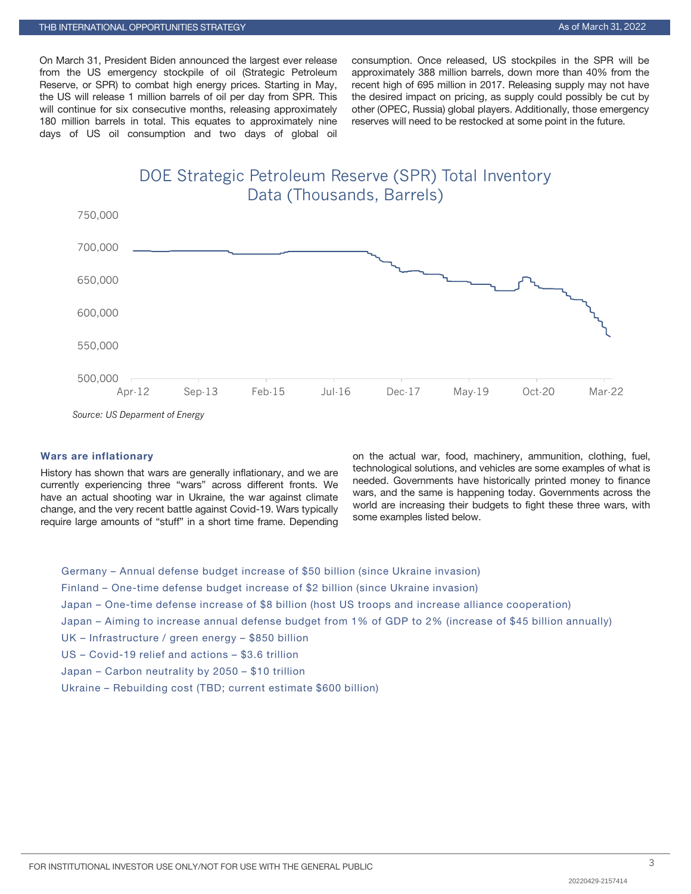On March 31, President Biden announced the largest ever release from the US emergency stockpile of oil (Strategic Petroleum Reserve, or SPR) to combat high energy prices. Starting in May, the US will release 1 million barrels of oil per day from SPR. This will continue for six consecutive months, releasing approximately 180 million barrels in total. This equates to approximately nine days of US oil consumption and two days of global oil consumption. Once released, US stockpiles in the SPR will be approximately 388 million barrels, down more than 40% from the recent high of 695 million in 2017. Releasing supply may not have the desired impact on pricing, as supply could possibly be cut by other (OPEC, Russia) global players. Additionally, those emergency reserves will need to be restocked at some point in the future.

DOE Strategic Petroleum Reserve (SPR) Total Inventory Data (Thousands, Barrels)

750,000
700,000
650,000
600,000
550,000
500,000

Apr-12 Sep-13 Feb-15 Jul-16 Dec-17 May-19 Oct-20 Mar-22

*Source: US Deparment of Energy*

### Wars are inflationary

History has shown that wars are generally inflationary, and we are currently experiencing three "wars" across different fronts. We have an actual shooting war in Ukraine, the war against climate change, and the very recent battle against Covid-19. Wars typically require large amounts of "stuff" in a short time frame. Depending on the actual war, food, machinery, ammunition, clothing, fuel, technological solutions, and vehicles are some examples of what is needed. Governments have historically printed money to finance wars, and the same is happening today. Governments across the world are increasing their budgets to fight these three wars, with some examples listed below.

Germany – Annual defense budget increase of $50 billion (since Ukraine invasion)

Finland – One-time defense budget increase of $2 billion (since Ukraine invasion)

Japan – One-time defense increase of $8 billion (host US troops and increase alliance cooperation)

Japan – Aiming to increase annual defense budget from 1% of GDP to 2% (increase of $45 billion annually)

UK – Infrastructure / green energy – $850 billion

US – Covid-19 relief and actions – $3.6 trillion

Japan – Carbon neutrality by 2050 – $10 trillion

Ukraine – Rebuilding cost (TBD; current estimate $600 billion)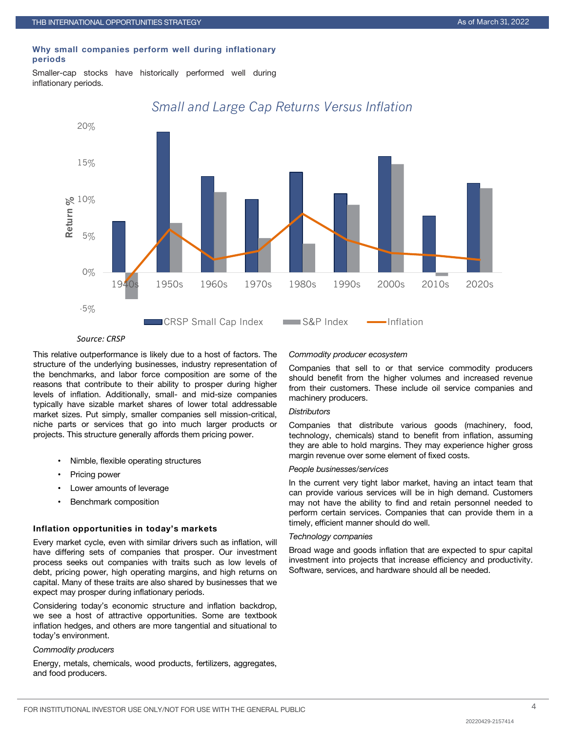### Why small companies perform well during inflationary periods

Smaller-cap stocks have historically performed well during inflationary periods.

Small and Large Cap Returns Versus Inflation

Source: CRSP

This relative outperformance is likely due to a host of factors. The structure of the underlying businesses, industry representation of the benchmarks, and labor force composition are some of the reasons that contribute to their ability to prosper during higher levels of inflation. Additionally, small- and mid-size companies typically have sizable market shares of lower total addressable market sizes. Put simply, smaller companies sell mission-critical, niche parts or services that go into much larger products or projects. This structure generally affords them pricing power.

- Nimble, flexible operating structures
- Pricing power
- Lower amounts of leverage
- Benchmark composition

### Inflation opportunities in today's markets

Every market cycle, even with similar drivers such as inflation, will have differing sets of companies that prosper. Our investment process seeks out companies with traits such as low levels of debt, pricing power, high operating margins, and high returns on capital. Many of these traits are also shared by businesses that we expect may prosper during inflationary periods.

Considering today's economic structure and inflation backdrop, we see a host of attractive opportunities. Some are textbook inflation hedges, and others are more tangential and situational to today's environment.

*Commodity producers*

Energy, metals, chemicals, wood products, fertilizers, aggregates, and food producers.

*Commodity producer ecosystem*

Companies that sell to or that service commodity producers should benefit from the higher volumes and increased revenue from their customers. These include oil service companies and machinery producers.

*Distributors*

Companies that distribute various goods (machinery, food, technology, chemicals) stand to benefit from inflation, assuming they are able to hold margins. They may experience higher gross margin revenue over some element of fixed costs.

*People businesses/services*

In the current very tight labor market, having an intact team that can provide various services will be in high demand. Customers may not have the ability to find and retain personnel needed to perform certain services. Companies that can provide them in a timely, efficient manner should do well.

*Technology companies*

Broad wage and goods inflation that are expected to spur capital investment into projects that increase efficiency and productivity. Software, services, and hardware should all be needed.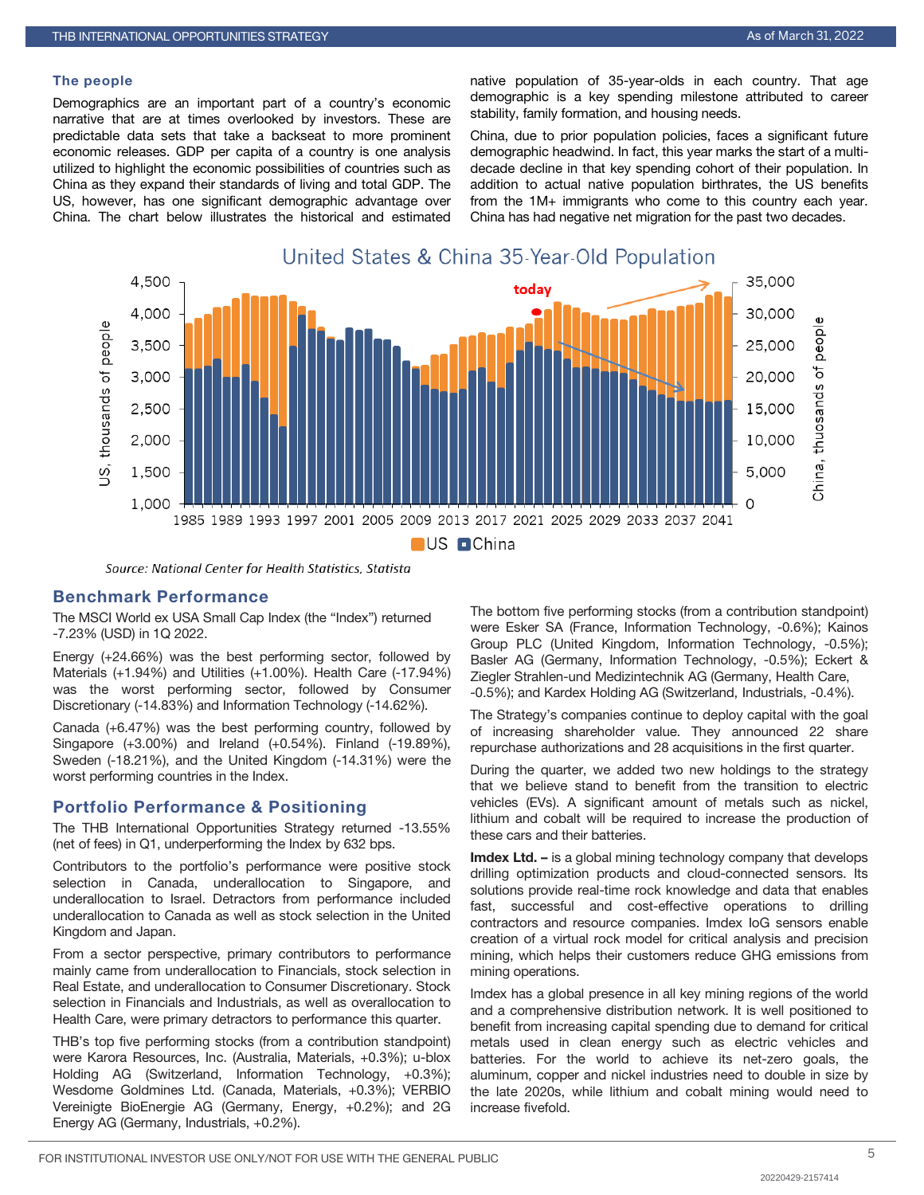## The people

Demographics are an important part of a country's economic narrative that are at times overlooked by investors. These are predictable data sets that take a backseat to more prominent economic releases. GDP per capita of a country is one analysis utilized to highlight the economic possibilities of countries such as China as they expand their standards of living and total GDP. The US, however, has one significant demographic advantage over China. The chart below illustrates the historical and estimated native population of 35-year-olds in each country. That age demographic is a key spending milestone attributed to career stability, family formation, and housing needs.

China, due to prior population policies, faces a significant future demographic headwind. In fact, this year marks the start of a multi-decade decline in that key spending cohort of their population. In addition to actual native population birthrates, the US benefits from the 1M+ immigrants who come to this country each year. China has had negative net migration for the past two decades.

United States & China 35-Year-Old Population

Source: National Center for Health Statistics, Statista

## Benchmark Performance

The MSCI World ex USA Small Cap Index (the "Index") returned -7.23% (USD) in 1Q 2022.

Energy (+24.66%) was the best performing sector, followed by Materials (+1.94%) and Utilities (+1.00%). Health Care (-17.94%) was the worst performing sector, followed by Consumer Discretionary (-14.83%) and Information Technology (-14.62%).

Canada (+6.47%) was the best performing country, followed by Singapore (+3.00%) and Ireland (+0.54%). Finland (-19.89%), Sweden (-18.21%), and the United Kingdom (-14.31%) were the worst performing countries in the Index.

## Portfolio Performance & Positioning

The THB International Opportunities Strategy returned -13.55% (net of fees) in Q1, underperforming the Index by 632 bps.

Contributors to the portfolio's performance were positive stock selection in Canada, underallocation to Singapore, and underallocation to Israel. Detractors from performance included underallocation to Canada as well as stock selection in the United Kingdom and Japan.

From a sector perspective, primary contributors to performance mainly came from underallocation to Financials, stock selection in Real Estate, and underallocation to Consumer Discretionary. Stock selection in Financials and Industrials, as well as overallocation to Health Care, were primary detractors to performance this quarter.

THB's top five performing stocks (from a contribution standpoint) were Karora Resources, Inc. (Australia, Materials, +0.3%); u-blox Holding AG (Switzerland, Information Technology, +0.3%); Wesdome Goldmines Ltd. (Canada, Materials, +0.3%); VERBIO Vereinigte BioEnergie AG (Germany, Energy, +0.2%); and 2G Energy AG (Germany, Industrials, +0.2%).

The bottom five performing stocks (from a contribution standpoint) were Esker SA (France, Information Technology, -0.6%); Kainos Group PLC (United Kingdom, Information Technology, -0.5%); Basler AG (Germany, Information Technology, -0.5%); Eckert & Ziegler Strahlen-und Medizintechnik AG (Germany, Health Care, -0.5%); and Kardex Holding AG (Switzerland, Industrials, -0.4%).

The Strategy's companies continue to deploy capital with the goal of increasing shareholder value. They announced 22 share repurchase authorizations and 28 acquisitions in the first quarter.

During the quarter, we added two new holdings to the strategy that we believe stand to benefit from the transition to electric vehicles (EVs). A significant amount of metals such as nickel, lithium and cobalt will be required to increase the production of these cars and their batteries.

**Imdex Ltd. –** is a global mining technology company that develops drilling optimization products and cloud-connected sensors. Its solutions provide real-time rock knowledge and data that enables fast, successful and cost-effective operations to drilling contractors and resource companies. Imdex IoG sensors enable creation of a virtual rock model for critical analysis and precision mining, which helps their customers reduce GHG emissions from mining operations.

Imdex has a global presence in all key mining regions of the world and a comprehensive distribution network. It is well positioned to benefit from increasing capital spending due to demand for critical metals used in clean energy such as electric vehicles and batteries. For the world to achieve its net-zero goals, the aluminum, copper and nickel industries need to double in size by the late 2020s, while lithium and cobalt mining would need to increase fivefold.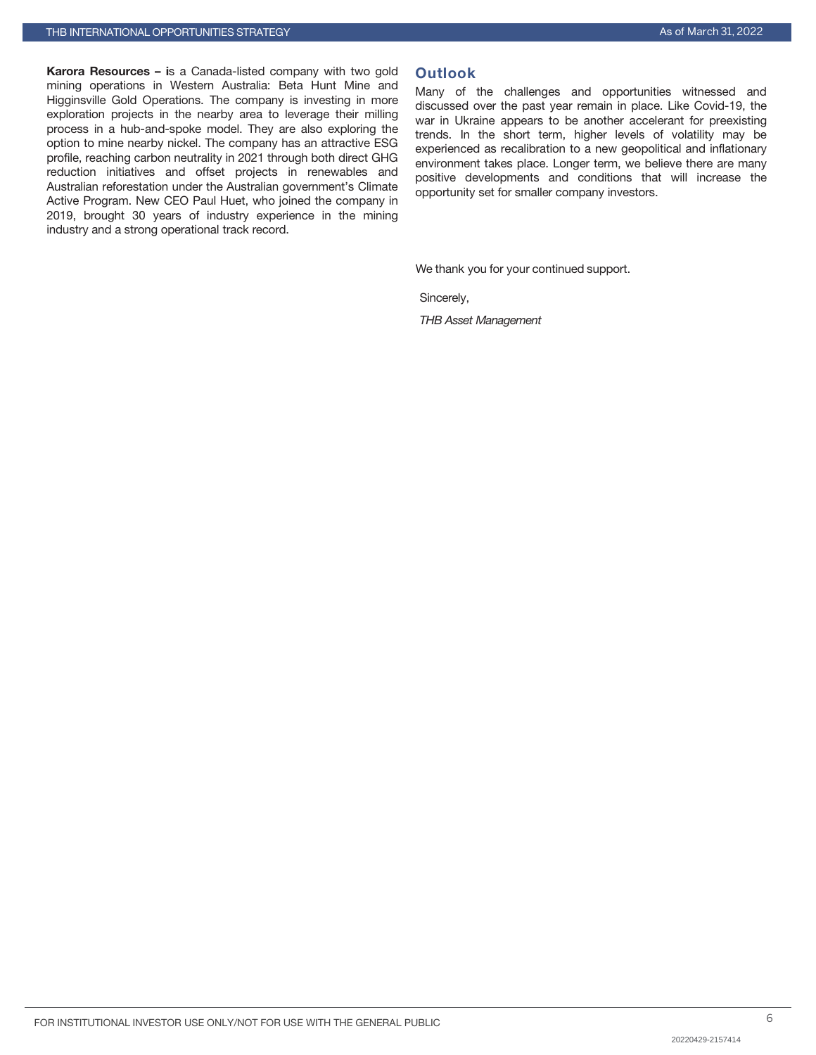**Karora Resources – i**s a Canada-listed company with two gold mining operations in Western Australia: Beta Hunt Mine and Higginsville Gold Operations. The company is investing in more exploration projects in the nearby area to leverage their milling process in a hub-and-spoke model. They are also exploring the option to mine nearby nickel. The company has an attractive ESG profile, reaching carbon neutrality in 2021 through both direct GHG reduction initiatives and offset projects in renewables and Australian reforestation under the Australian government's Climate Active Program. New CEO Paul Huet, who joined the company in 2019, brought 30 years of industry experience in the mining industry and a strong operational track record.

## Outlook

Many of the challenges and opportunities witnessed and discussed over the past year remain in place. Like Covid-19, the war in Ukraine appears to be another accelerant for preexisting trends. In the short term, higher levels of volatility may be experienced as recalibration to a new geopolitical and inflationary environment takes place. Longer term, we believe there are many positive developments and conditions that will increase the opportunity set for smaller company investors.

We thank you for your continued support.

Sincerely,

*THB Asset Management*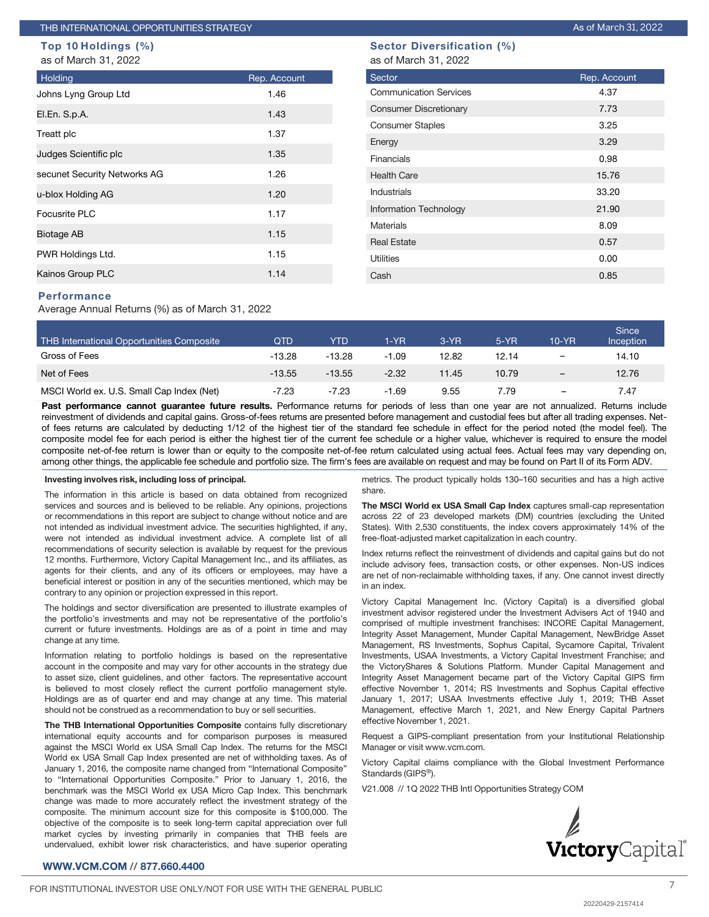THB INTERNATIONAL OPPORTUNITIES STRATEGY

As of March 31, 2022

## Top 10 Holdings (%)

as of March 31, 2022

| Holding | Rep. Account |
|---|---|
| Johns Lyng Group Ltd | 1.46 |
| El.En. S.p.A. | 1.43 |
| Treatt plc | 1.37 |
| Judges Scientific plc | 1.35 |
| secunet Security Networks AG | 1.26 |
| u-blox Holding AG | 1.20 |
| Focusrite PLC | 1.17 |
| Biotage AB | 1.15 |
| PWR Holdings Ltd. | 1.15 |
| Kainos Group PLC | 1.14 |

## Sector Diversification (%)

as of March 31, 2022

| Sector | Rep. Account |
|---|---|
| Communication Services | 4.37 |
| Consumer Discretionary | 7.73 |
| Consumer Staples | 3.25 |
| Energy | 3.29 |
| Financials | 0.98 |
| Health Care | 15.76 |
| Industrials | 33.20 |
| Information Technology | 21.90 |
| Materials | 8.09 |
| Real Estate | 0.57 |
| Utilities | 0.00 |
| Cash | 0.85 |

## Performance

Average Annual Returns (%) as of March 31, 2022

| THB International Opportunities Composite | QTD | YTD | 1-YR | 3-YR | 5-YR | 10-YR | Since Inception |
|---|---|---|---|---|---|---|---|
| Gross of Fees | -13.28 | -13.28 | -1.09 | 12.82 | 12.14 | – | 14.10 |
| Net of Fees | -13.55 | -13.55 | -2.32 | 11.45 | 10.79 | – | 12.76 |
| MSCI World ex. U.S. Small Cap Index (Net) | -7.23 | -7.23 | -1.69 | 9.55 | 7.79 | – | 7.47 |

**Past performance cannot guarantee future results.** Performance returns for periods of less than one year are not annualized. Returns include reinvestment of dividends and capital gains. Gross-of-fees returns are presented before management and custodial fees but after all trading expenses. Net-of fees returns are calculated by deducting 1/12 of the highest tier of the standard fee schedule in effect for the period noted (the model feel). The composite model fee for each period is either the highest tier of the current fee schedule or a higher value, whichever is required to ensure the model composite net-of-fee return is lower than or equity to the composite net-of-fee return calculated using actual fees. Actual fees may vary depending on, among other things, the applicable fee schedule and portfolio size. The firm's fees are available on request and may be found on Part II of its Form ADV.

**Investing involves risk, including loss of principal.**

The information in this article is based on data obtained from recognized services and sources and is believed to be reliable. Any opinions, projections or recommendations in this report are subject to change without notice and are not intended as individual investment advice. The securities highlighted, if any, were not intended as individual investment advice. A complete list of all recommendations of security selection is available by request for the previous 12 months. Furthermore, Victory Capital Management Inc., and its affiliates, as agents for their clients, and any of its officers or employees, may have a beneficial interest or position in any of the securities mentioned, which may be contrary to any opinion or projection expressed in this report.

The holdings and sector diversification are presented to illustrate examples of the portfolio's investments and may not be representative of the portfolio's current or future investments. Holdings are as of a point in time and may change at any time.

Information relating to portfolio holdings is based on the representative account in the composite and may vary for other accounts in the strategy due to asset size, client guidelines, and other factors. The representative account is believed to most closely reflect the current portfolio management style. Holdings are as of quarter end and may change at any time. This material should not be construed as a recommendation to buy or sell securities.

**The THB International Opportunities Composite** contains fully discretionary international equity accounts and for comparison purposes is measured against the MSCI World ex USA Small Cap Index. The returns for the MSCI World ex USA Small Cap Index presented are net of withholding taxes. As of January 1, 2016, the composite name changed from "International Composite" to "International Opportunities Composite." Prior to January 1, 2016, the benchmark was the MSCI World ex USA Micro Cap Index. This benchmark change was made to more accurately reflect the investment strategy of the composite. The minimum account size for this composite is $100,000. The objective of the composite is to seek long-term capital appreciation over full market cycles by investing primarily in companies that THB feels are undervalued, exhibit lower risk characteristics, and have superior operating metrics. The product typically holds 130–160 securities and has a high active share.

**The MSCI World ex USA Small Cap Index** captures small-cap representation across 22 of 23 developed markets (DM) countries (excluding the United States). With 2,530 constituents, the index covers approximately 14% of the free-float-adjusted market capitalization in each country.

Index returns reflect the reinvestment of dividends and capital gains but do not include advisory fees, transaction costs, or other expenses. Non-US indices are net of non-reclaimable withholding taxes, if any. One cannot invest directly in an index.

Victory Capital Management Inc. (Victory Capital) is a diversified global investment advisor registered under the Investment Advisers Act of 1940 and comprised of multiple investment franchises: INCORE Capital Management, Integrity Asset Management, Munder Capital Management, NewBridge Asset Management, RS Investments, Sophus Capital, Sycamore Capital, Trivalent Investments, USAA Investments, a Victory Capital Investment Franchise; and the VictoryShares & Solutions Platform. Munder Capital Management and Integrity Asset Management became part of the Victory Capital GIPS firm effective November 1, 2014; RS Investments and Sophus Capital effective January 1, 2017; USAA Investments effective July 1, 2019; THB Asset Management, effective March 1, 2021, and New Energy Capital Partners effective November 1, 2021.

Request a GIPS-compliant presentation from your Institutional Relationship Manager or visit www.vcm.com.

Victory Capital claims compliance with the Global Investment Performance Standards (GIPS®).

V21.008 // 1Q 2022 THB Intl Opportunities Strategy COM

VictoryCapital

**WWW.VCM.COM // 877.660.4400**

FOR INSTITUTIONAL INVESTOR USE ONLY/NOT FOR USE WITH THE GENERAL PUBLIC

20220429-2157414